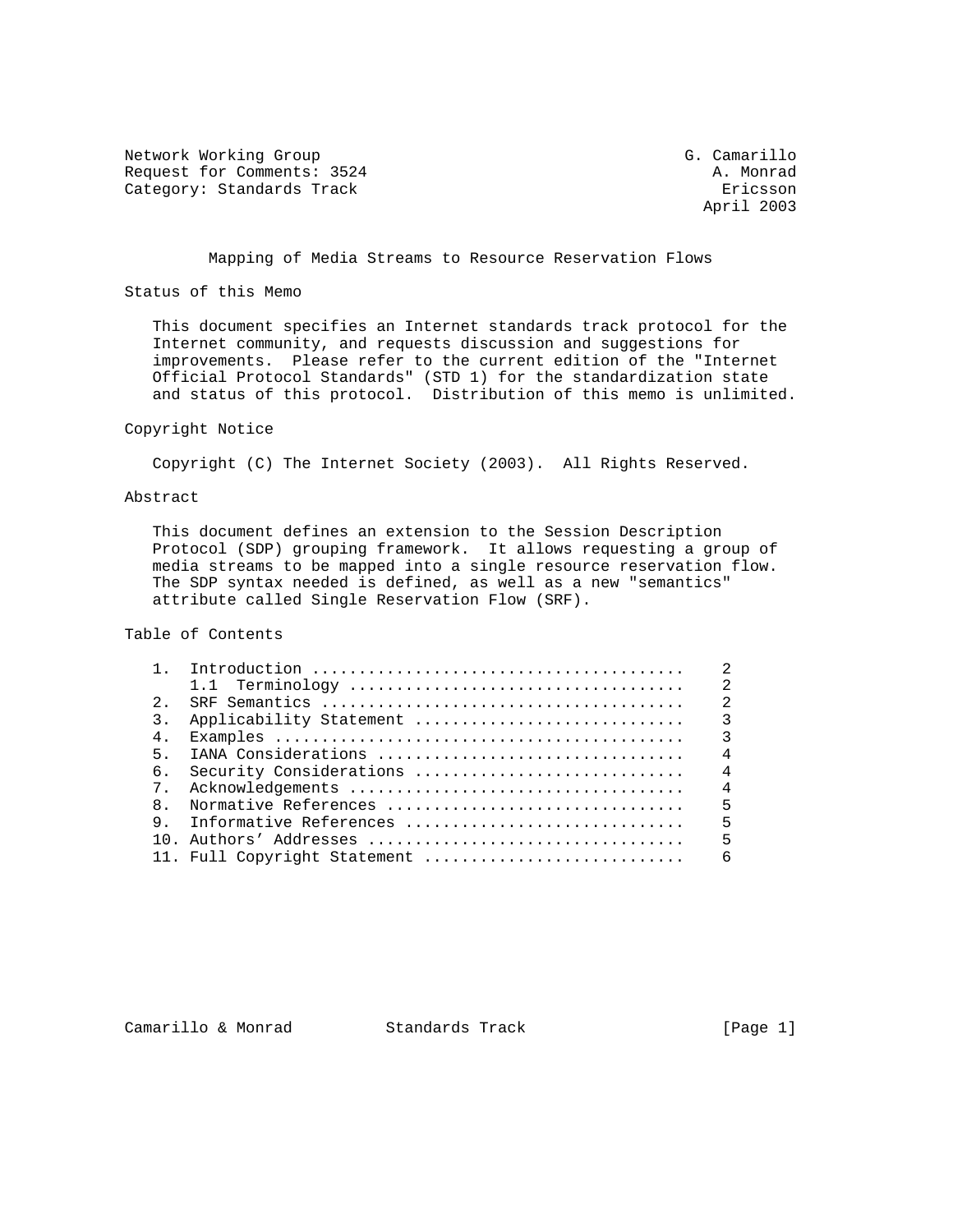Network Working Group — G. Camarillo
Request for Comments: 3524 — A. Monrad
Category: Standards Track — Ericsson
April 2003

# Mapping of Media Streams to Resource Reservation Flows

## Status of this Memo

This document specifies an Internet standards track protocol for the Internet community, and requests discussion and suggestions for improvements. Please refer to the current edition of the "Internet Official Protocol Standards" (STD 1) for the standardization state and status of this protocol. Distribution of this memo is unlimited.

## Copyright Notice

Copyright (C) The Internet Society (2003). All Rights Reserved.

## Abstract

This document defines an extension to the Session Description Protocol (SDP) grouping framework. It allows requesting a group of media streams to be mapped into a single resource reservation flow. The SDP syntax needed is defined, as well as a new "semantics" attribute called Single Reservation Flow (SRF).

## Table of Contents

```
1.  Introduction .......................................    2
    1.1  Terminology ...................................    2
2.  SRF Semantics ......................................    2
3.  Applicability Statement ............................    3
4.  Examples ...........................................    3
5.  IANA Considerations ................................    4
6.  Security Considerations ............................    4
7.  Acknowledgements ...................................    4
8.  Normative References ...............................    5
9.  Informative References .............................    5
10. Authors' Addresses .................................    5
11. Full Copyright Statement ...........................    6
```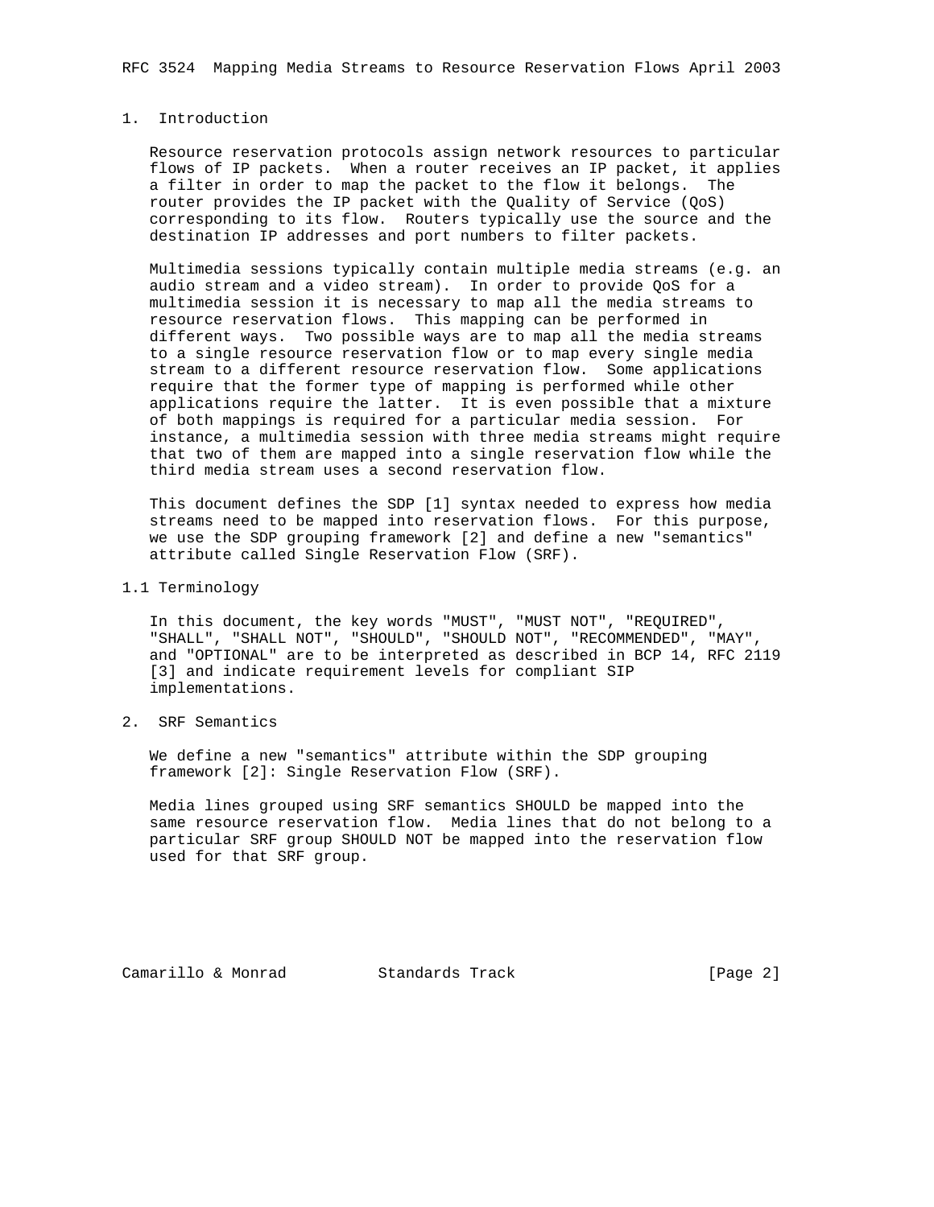## 1. Introduction

Resource reservation protocols assign network resources to particular flows of IP packets. When a router receives an IP packet, it applies a filter in order to map the packet to the flow it belongs. The router provides the IP packet with the Quality of Service (QoS) corresponding to its flow. Routers typically use the source and the destination IP addresses and port numbers to filter packets.

Multimedia sessions typically contain multiple media streams (e.g. an audio stream and a video stream). In order to provide QoS for a multimedia session it is necessary to map all the media streams to resource reservation flows. This mapping can be performed in different ways. Two possible ways are to map all the media streams to a single resource reservation flow or to map every single media stream to a different resource reservation flow. Some applications require that the former type of mapping is performed while other applications require the latter. It is even possible that a mixture of both mappings is required for a particular media session. For instance, a multimedia session with three media streams might require that two of them are mapped into a single reservation flow while the third media stream uses a second reservation flow.

This document defines the SDP [1] syntax needed to express how media streams need to be mapped into reservation flows. For this purpose, we use the SDP grouping framework [2] and define a new "semantics" attribute called Single Reservation Flow (SRF).

### 1.1 Terminology

In this document, the key words "MUST", "MUST NOT", "REQUIRED", "SHALL", "SHALL NOT", "SHOULD", "SHOULD NOT", "RECOMMENDED", "MAY", and "OPTIONAL" are to be interpreted as described in BCP 14, RFC 2119 [3] and indicate requirement levels for compliant SIP implementations.

## 2. SRF Semantics

We define a new "semantics" attribute within the SDP grouping framework [2]: Single Reservation Flow (SRF).

Media lines grouped using SRF semantics SHOULD be mapped into the same resource reservation flow. Media lines that do not belong to a particular SRF group SHOULD NOT be mapped into the reservation flow used for that SRF group.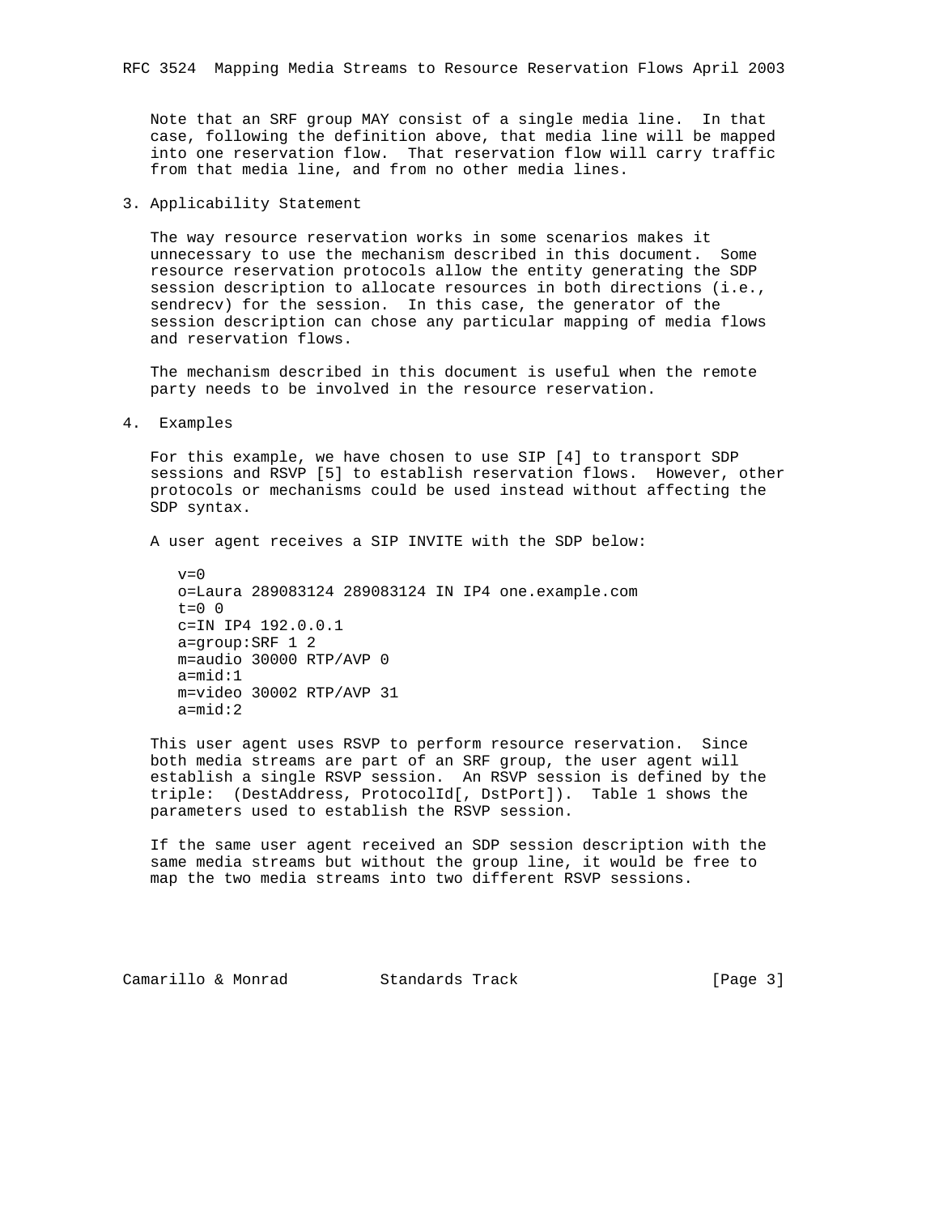Note that an SRF group MAY consist of a single media line. In that case, following the definition above, that media line will be mapped into one reservation flow. That reservation flow will carry traffic from that media line, and from no other media lines.

## 3. Applicability Statement

The way resource reservation works in some scenarios makes it unnecessary to use the mechanism described in this document. Some resource reservation protocols allow the entity generating the SDP session description to allocate resources in both directions (i.e., sendrecv) for the session. In this case, the generator of the session description can chose any particular mapping of media flows and reservation flows.

The mechanism described in this document is useful when the remote party needs to be involved in the resource reservation.

## 4. Examples

For this example, we have chosen to use SIP [4] to transport SDP sessions and RSVP [5] to establish reservation flows. However, other protocols or mechanisms could be used instead without affecting the SDP syntax.

A user agent receives a SIP INVITE with the SDP below:

```
v=0
o=Laura 289083124 289083124 IN IP4 one.example.com
t=0 0
c=IN IP4 192.0.0.1
a=group:SRF 1 2
m=audio 30000 RTP/AVP 0
a=mid:1
m=video 30002 RTP/AVP 31
a=mid:2
```

This user agent uses RSVP to perform resource reservation. Since both media streams are part of an SRF group, the user agent will establish a single RSVP session. An RSVP session is defined by the triple: (DestAddress, ProtocolId[, DstPort]). Table 1 shows the parameters used to establish the RSVP session.

If the same user agent received an SDP session description with the same media streams but without the group line, it would be free to map the two media streams into two different RSVP sessions.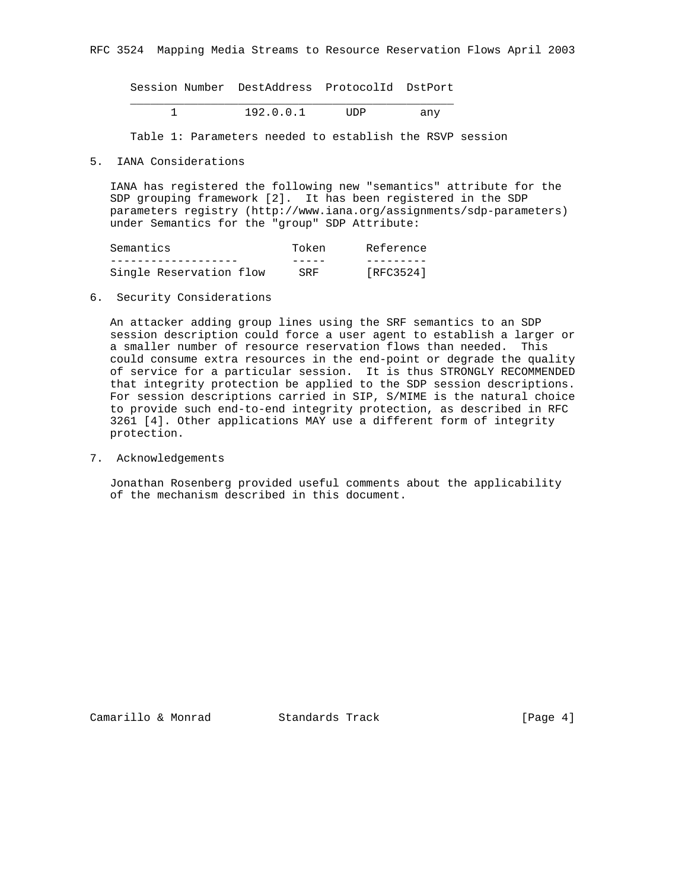| Session Number | DestAddress | ProtocolId | DstPort |
|---|---|---|---|
| 1 | 192.0.0.1 | UDP | any |

Table 1: Parameters needed to establish the RSVP session

## 5. IANA Considerations

IANA has registered the following new "semantics" attribute for the SDP grouping framework [2]. It has been registered in the SDP parameters registry (http://www.iana.org/assignments/sdp-parameters) under Semantics for the "group" SDP Attribute:

| Semantics | Token | Reference |
|---|---|---|
| Single Reservation flow | SRF | [RFC3524] |

## 6. Security Considerations

An attacker adding group lines using the SRF semantics to an SDP session description could force a user agent to establish a larger or a smaller number of resource reservation flows than needed. This could consume extra resources in the end-point or degrade the quality of service for a particular session. It is thus STRONGLY RECOMMENDED that integrity protection be applied to the SDP session descriptions. For session descriptions carried in SIP, S/MIME is the natural choice to provide such end-to-end integrity protection, as described in RFC 3261 [4]. Other applications MAY use a different form of integrity protection.

## 7. Acknowledgements

Jonathan Rosenberg provided useful comments about the applicability of the mechanism described in this document.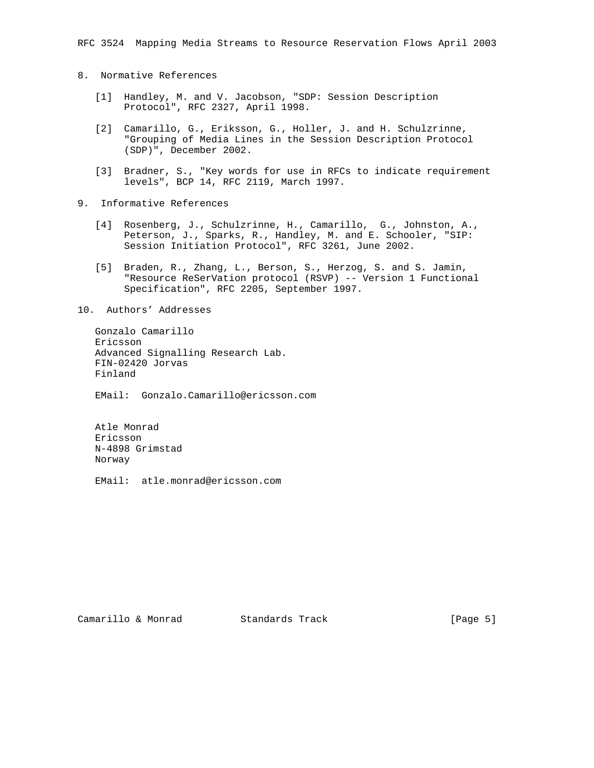## 8. Normative References

[1] Handley, M. and V. Jacobson, "SDP: Session Description Protocol", RFC 2327, April 1998.

[2] Camarillo, G., Eriksson, G., Holler, J. and H. Schulzrinne, "Grouping of Media Lines in the Session Description Protocol (SDP)", December 2002.

[3] Bradner, S., "Key words for use in RFCs to indicate requirement levels", BCP 14, RFC 2119, March 1997.

## 9. Informative References

[4] Rosenberg, J., Schulzrinne, H., Camarillo, G., Johnston, A., Peterson, J., Sparks, R., Handley, M. and E. Schooler, "SIP: Session Initiation Protocol", RFC 3261, June 2002.

[5] Braden, R., Zhang, L., Berson, S., Herzog, S. and S. Jamin, "Resource ReSerVation protocol (RSVP) -- Version 1 Functional Specification", RFC 2205, September 1997.

## 10. Authors' Addresses

Gonzalo Camarillo
Ericsson
Advanced Signalling Research Lab.
FIN-02420 Jorvas
Finland

EMail: Gonzalo.Camarillo@ericsson.com

Atle Monrad
Ericsson
N-4898 Grimstad
Norway

EMail: atle.monrad@ericsson.com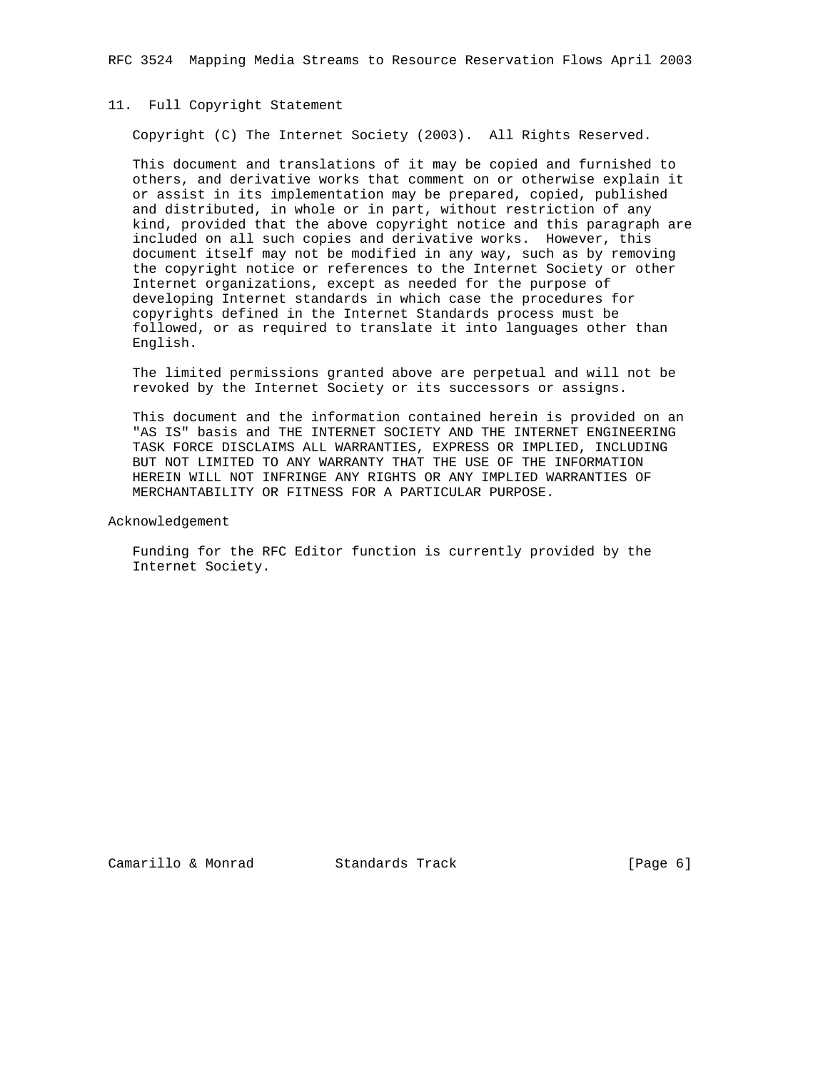## 11. Full Copyright Statement

Copyright (C) The Internet Society (2003). All Rights Reserved.

This document and translations of it may be copied and furnished to others, and derivative works that comment on or otherwise explain it or assist in its implementation may be prepared, copied, published and distributed, in whole or in part, without restriction of any kind, provided that the above copyright notice and this paragraph are included on all such copies and derivative works. However, this document itself may not be modified in any way, such as by removing the copyright notice or references to the Internet Society or other Internet organizations, except as needed for the purpose of developing Internet standards in which case the procedures for copyrights defined in the Internet Standards process must be followed, or as required to translate it into languages other than English.

The limited permissions granted above are perpetual and will not be revoked by the Internet Society or its successors or assigns.

This document and the information contained herein is provided on an "AS IS" basis and THE INTERNET SOCIETY AND THE INTERNET ENGINEERING TASK FORCE DISCLAIMS ALL WARRANTIES, EXPRESS OR IMPLIED, INCLUDING BUT NOT LIMITED TO ANY WARRANTY THAT THE USE OF THE INFORMATION HEREIN WILL NOT INFRINGE ANY RIGHTS OR ANY IMPLIED WARRANTIES OF MERCHANTABILITY OR FITNESS FOR A PARTICULAR PURPOSE.

## Acknowledgement

Funding for the RFC Editor function is currently provided by the Internet Society.